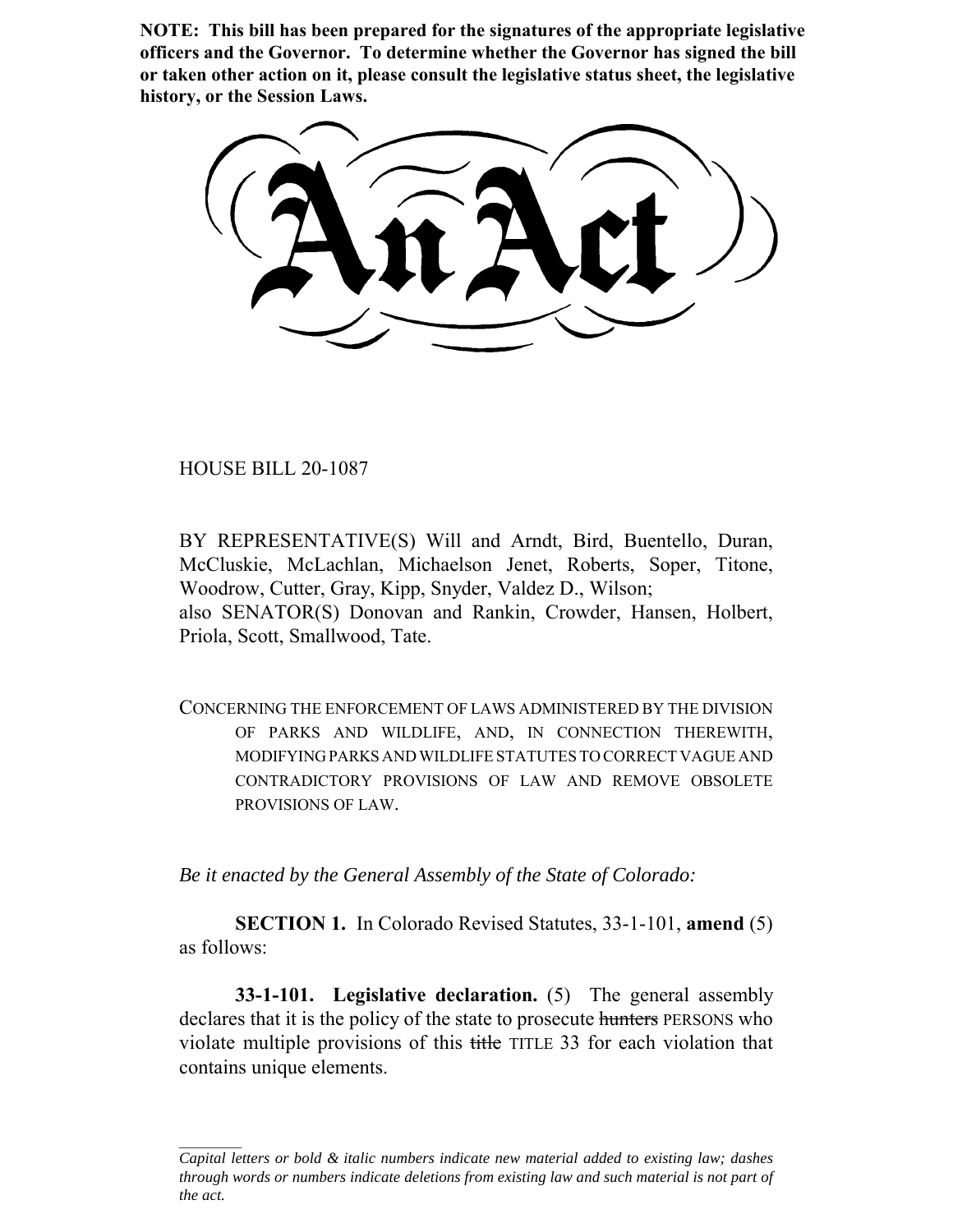**NOTE: This bill has been prepared for the signatures of the appropriate legislative officers and the Governor. To determine whether the Governor has signed the bill or taken other action on it, please consult the legislative status sheet, the legislative history, or the Session Laws.**

# An Act

HOUSE BILL 20-1087

BY REPRESENTATIVE(S) Will and Arndt, Bird, Buentello, Duran, McCluskie, McLachlan, Michaelson Jenet, Roberts, Soper, Titone, Woodrow, Cutter, Gray, Kipp, Snyder, Valdez D., Wilson;
also SENATOR(S) Donovan and Rankin, Crowder, Hansen, Holbert, Priola, Scott, Smallwood, Tate.

CONCERNING THE ENFORCEMENT OF LAWS ADMINISTERED BY THE DIVISION OF PARKS AND WILDLIFE, AND, IN CONNECTION THEREWITH, MODIFYING PARKS AND WILDLIFE STATUTES TO CORRECT VAGUE AND CONTRADICTORY PROVISIONS OF LAW AND REMOVE OBSOLETE PROVISIONS OF LAW.

*Be it enacted by the General Assembly of the State of Colorado:*

**SECTION 1.** In Colorado Revised Statutes, 33-1-101, **amend** (5) as follows:

**33-1-101. Legislative declaration.** (5) The general assembly declares that it is the policy of the state to prosecute ~~hunters~~ PERSONS who violate multiple provisions of this ~~title~~ TITLE 33 for each violation that contains unique elements.

---

*Capital letters or bold & italic numbers indicate new material added to existing law; dashes through words or numbers indicate deletions from existing law and such material is not part of the act.*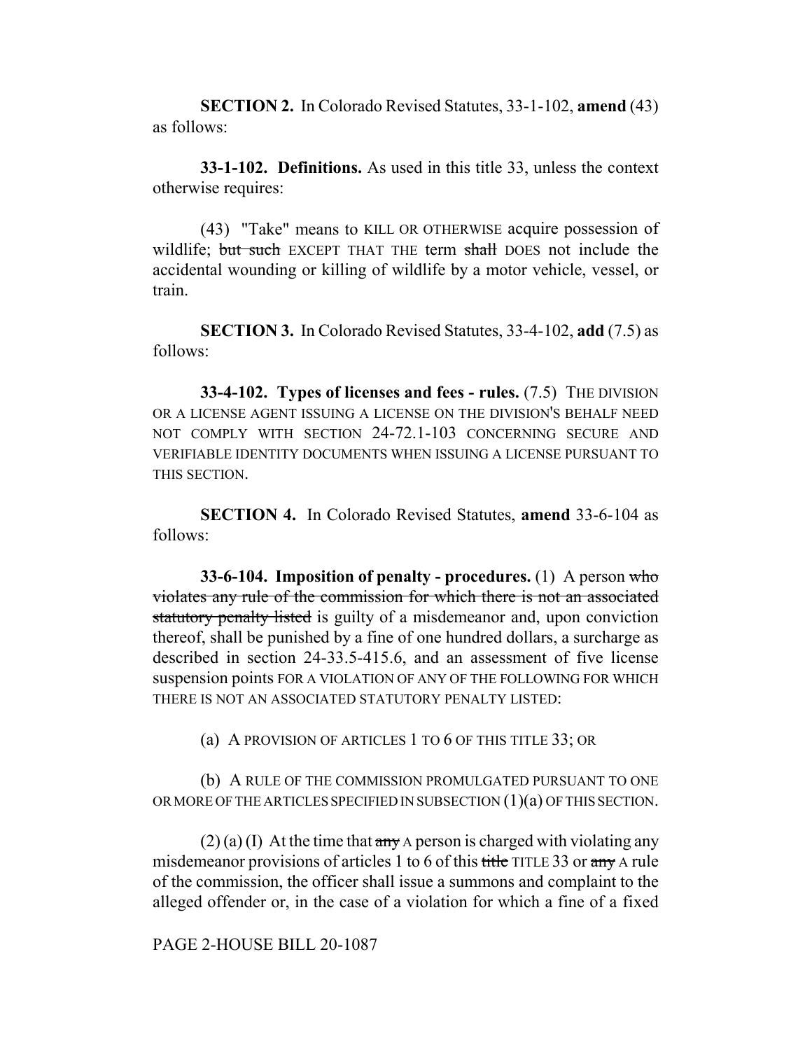**SECTION 2.** In Colorado Revised Statutes, 33-1-102, **amend** (43) as follows:

**33-1-102. Definitions.** As used in this title 33, unless the context otherwise requires:

(43) "Take" means to KILL OR OTHERWISE acquire possession of wildlife; ~~but such~~ EXCEPT THAT THE term ~~shall~~ DOES not include the accidental wounding or killing of wildlife by a motor vehicle, vessel, or train.

**SECTION 3.** In Colorado Revised Statutes, 33-4-102, **add** (7.5) as follows:

**33-4-102. Types of licenses and fees - rules.** (7.5) THE DIVISION OR A LICENSE AGENT ISSUING A LICENSE ON THE DIVISION'S BEHALF NEED NOT COMPLY WITH SECTION 24-72.1-103 CONCERNING SECURE AND VERIFIABLE IDENTITY DOCUMENTS WHEN ISSUING A LICENSE PURSUANT TO THIS SECTION.

**SECTION 4.** In Colorado Revised Statutes, **amend** 33-6-104 as follows:

**33-6-104. Imposition of penalty - procedures.** (1) A person ~~who violates any rule of the commission for which there is not an associated statutory penalty listed~~ is guilty of a misdemeanor and, upon conviction thereof, shall be punished by a fine of one hundred dollars, a surcharge as described in section 24-33.5-415.6, and an assessment of five license suspension points FOR A VIOLATION OF ANY OF THE FOLLOWING FOR WHICH THERE IS NOT AN ASSOCIATED STATUTORY PENALTY LISTED:

(a) A PROVISION OF ARTICLES 1 TO 6 OF THIS TITLE 33; OR

(b) A RULE OF THE COMMISSION PROMULGATED PURSUANT TO ONE OR MORE OF THE ARTICLES SPECIFIED IN SUBSECTION (1)(a) OF THIS SECTION.

(2) (a) (I) At the time that ~~any~~ A person is charged with violating any misdemeanor provisions of articles 1 to 6 of this ~~title~~ TITLE 33 or ~~any~~ A rule of the commission, the officer shall issue a summons and complaint to the alleged offender or, in the case of a violation for which a fine of a fixed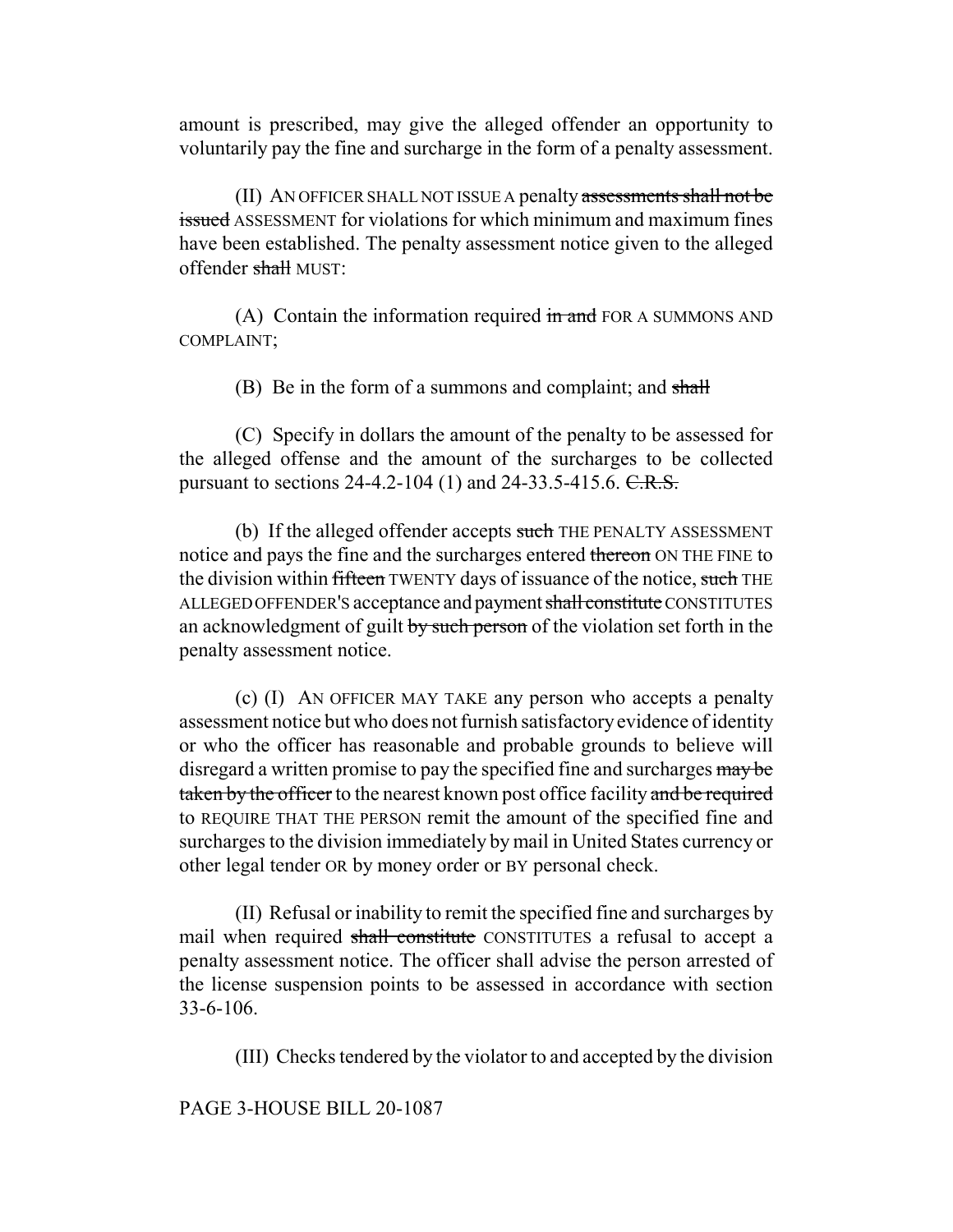amount is prescribed, may give the alleged offender an opportunity to voluntarily pay the fine and surcharge in the form of a penalty assessment.

(II) AN OFFICER SHALL NOT ISSUE A penalty ~~assessments shall not be issued~~ ASSESSMENT for violations for which minimum and maximum fines have been established. The penalty assessment notice given to the alleged offender ~~shall~~ MUST:

(A) Contain the information required ~~in and~~ FOR A SUMMONS AND COMPLAINT;

(B) Be in the form of a summons and complaint; and ~~shall~~

(C) Specify in dollars the amount of the penalty to be assessed for the alleged offense and the amount of the surcharges to be collected pursuant to sections 24-4.2-104 (1) and 24-33.5-415.6. ~~C.R.S.~~

(b) If the alleged offender accepts ~~such~~ THE PENALTY ASSESSMENT notice and pays the fine and the surcharges entered ~~thereon~~ ON THE FINE to the division within ~~fifteen~~ TWENTY days of issuance of the notice, ~~such~~ THE ALLEGED OFFENDER'S acceptance and payment ~~shall constitute~~ CONSTITUTES an acknowledgment of guilt ~~by such person~~ of the violation set forth in the penalty assessment notice.

(c) (I) AN OFFICER MAY TAKE any person who accepts a penalty assessment notice but who does not furnish satisfactory evidence of identity or who the officer has reasonable and probable grounds to believe will disregard a written promise to pay the specified fine and surcharges ~~may be taken by the officer~~ to the nearest known post office facility ~~and be required~~ to REQUIRE THAT THE PERSON remit the amount of the specified fine and surcharges to the division immediately by mail in United States currency or other legal tender OR by money order or BY personal check.

(II) Refusal or inability to remit the specified fine and surcharges by mail when required ~~shall constitute~~ CONSTITUTES a refusal to accept a penalty assessment notice. The officer shall advise the person arrested of the license suspension points to be assessed in accordance with section 33-6-106.

(III) Checks tendered by the violator to and accepted by the division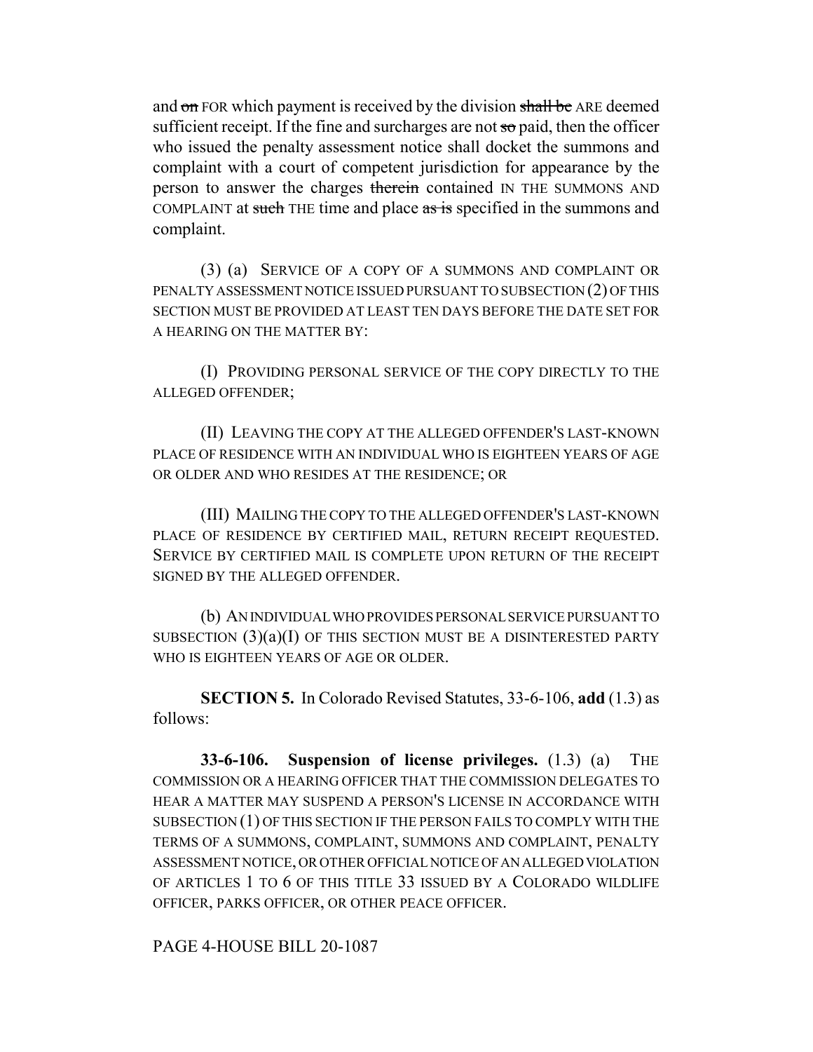and ~~on~~ FOR which payment is received by the division ~~shall be~~ ARE deemed sufficient receipt. If the fine and surcharges are not ~~so~~ paid, then the officer who issued the penalty assessment notice shall docket the summons and complaint with a court of competent jurisdiction for appearance by the person to answer the charges ~~therein~~ contained IN THE SUMMONS AND COMPLAINT at ~~such~~ THE time and place ~~as is~~ specified in the summons and complaint.

(3) (a) SERVICE OF A COPY OF A SUMMONS AND COMPLAINT OR PENALTY ASSESSMENT NOTICE ISSUED PURSUANT TO SUBSECTION (2) OF THIS SECTION MUST BE PROVIDED AT LEAST TEN DAYS BEFORE THE DATE SET FOR A HEARING ON THE MATTER BY:

(I) PROVIDING PERSONAL SERVICE OF THE COPY DIRECTLY TO THE ALLEGED OFFENDER;

(II) LEAVING THE COPY AT THE ALLEGED OFFENDER'S LAST-KNOWN PLACE OF RESIDENCE WITH AN INDIVIDUAL WHO IS EIGHTEEN YEARS OF AGE OR OLDER AND WHO RESIDES AT THE RESIDENCE; OR

(III) MAILING THE COPY TO THE ALLEGED OFFENDER'S LAST-KNOWN PLACE OF RESIDENCE BY CERTIFIED MAIL, RETURN RECEIPT REQUESTED. SERVICE BY CERTIFIED MAIL IS COMPLETE UPON RETURN OF THE RECEIPT SIGNED BY THE ALLEGED OFFENDER.

(b) AN INDIVIDUAL WHO PROVIDES PERSONAL SERVICE PURSUANT TO SUBSECTION (3)(a)(I) OF THIS SECTION MUST BE A DISINTERESTED PARTY WHO IS EIGHTEEN YEARS OF AGE OR OLDER.

**SECTION 5.** In Colorado Revised Statutes, 33-6-106, **add** (1.3) as follows:

**33-6-106. Suspension of license privileges.** (1.3) (a) THE COMMISSION OR A HEARING OFFICER THAT THE COMMISSION DELEGATES TO HEAR A MATTER MAY SUSPEND A PERSON'S LICENSE IN ACCORDANCE WITH SUBSECTION (1) OF THIS SECTION IF THE PERSON FAILS TO COMPLY WITH THE TERMS OF A SUMMONS, COMPLAINT, SUMMONS AND COMPLAINT, PENALTY ASSESSMENT NOTICE, OR OTHER OFFICIAL NOTICE OF AN ALLEGED VIOLATION OF ARTICLES 1 TO 6 OF THIS TITLE 33 ISSUED BY A COLORADO WILDLIFE OFFICER, PARKS OFFICER, OR OTHER PEACE OFFICER.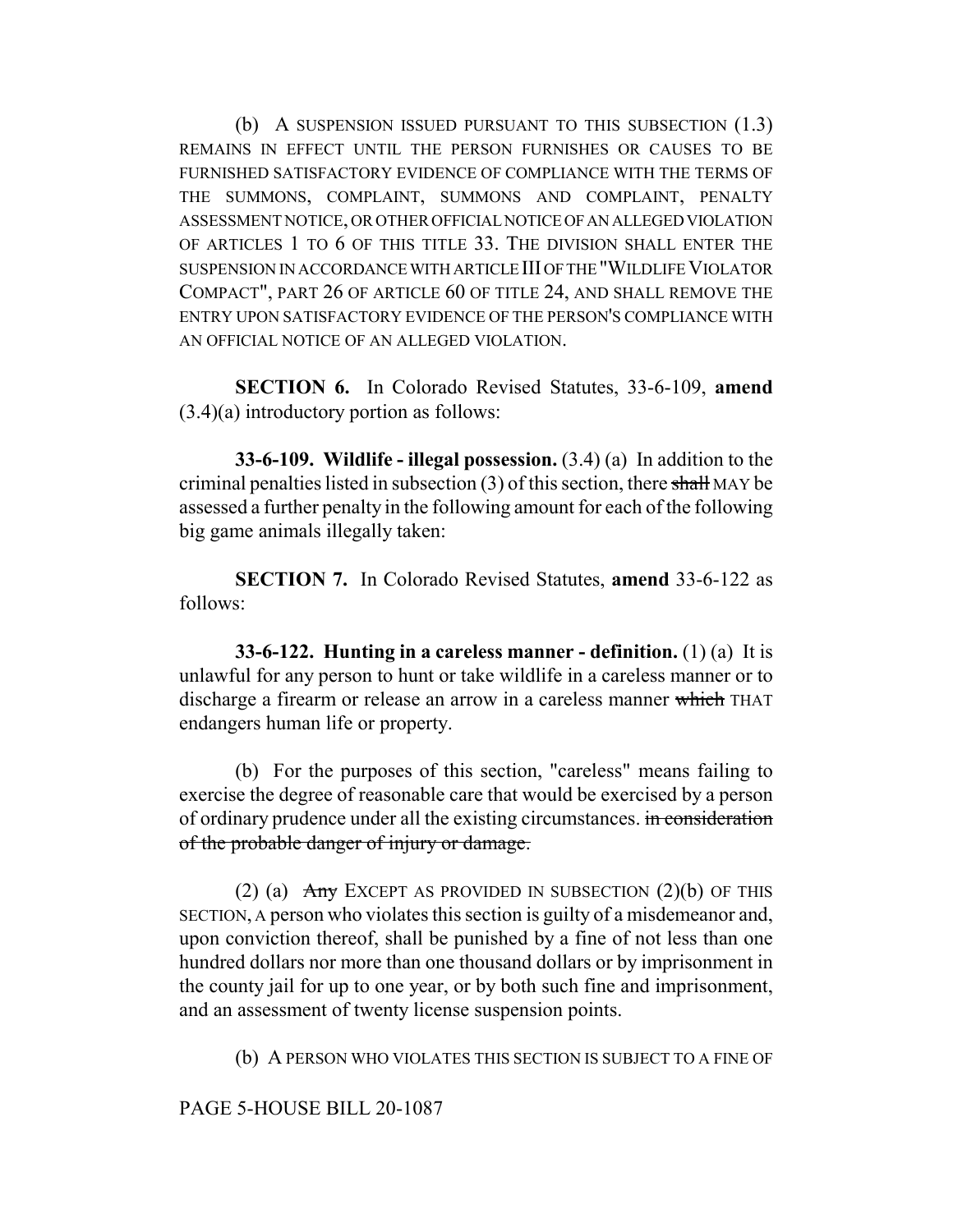(b) A SUSPENSION ISSUED PURSUANT TO THIS SUBSECTION (1.3) REMAINS IN EFFECT UNTIL THE PERSON FURNISHES OR CAUSES TO BE FURNISHED SATISFACTORY EVIDENCE OF COMPLIANCE WITH THE TERMS OF THE SUMMONS, COMPLAINT, SUMMONS AND COMPLAINT, PENALTY ASSESSMENT NOTICE, OR OTHER OFFICIAL NOTICE OF AN ALLEGED VIOLATION OF ARTICLES 1 TO 6 OF THIS TITLE 33. THE DIVISION SHALL ENTER THE SUSPENSION IN ACCORDANCE WITH ARTICLE III OF THE "WILDLIFE VIOLATOR COMPACT", PART 26 OF ARTICLE 60 OF TITLE 24, AND SHALL REMOVE THE ENTRY UPON SATISFACTORY EVIDENCE OF THE PERSON'S COMPLIANCE WITH AN OFFICIAL NOTICE OF AN ALLEGED VIOLATION.

**SECTION 6.** In Colorado Revised Statutes, 33-6-109, **amend** (3.4)(a) introductory portion as follows:

**33-6-109. Wildlife - illegal possession.** (3.4) (a) In addition to the criminal penalties listed in subsection (3) of this section, there ~~shall~~ MAY be assessed a further penalty in the following amount for each of the following big game animals illegally taken:

**SECTION 7.** In Colorado Revised Statutes, **amend** 33-6-122 as follows:

**33-6-122. Hunting in a careless manner - definition.** (1) (a) It is unlawful for any person to hunt or take wildlife in a careless manner or to discharge a firearm or release an arrow in a careless manner ~~which~~ THAT endangers human life or property.

(b) For the purposes of this section, "careless" means failing to exercise the degree of reasonable care that would be exercised by a person of ordinary prudence under all the existing circumstances. ~~in consideration of the probable danger of injury or damage.~~

(2) (a) ~~Any~~ EXCEPT AS PROVIDED IN SUBSECTION (2)(b) OF THIS SECTION, A person who violates this section is guilty of a misdemeanor and, upon conviction thereof, shall be punished by a fine of not less than one hundred dollars nor more than one thousand dollars or by imprisonment in the county jail for up to one year, or by both such fine and imprisonment, and an assessment of twenty license suspension points.

(b) A PERSON WHO VIOLATES THIS SECTION IS SUBJECT TO A FINE OF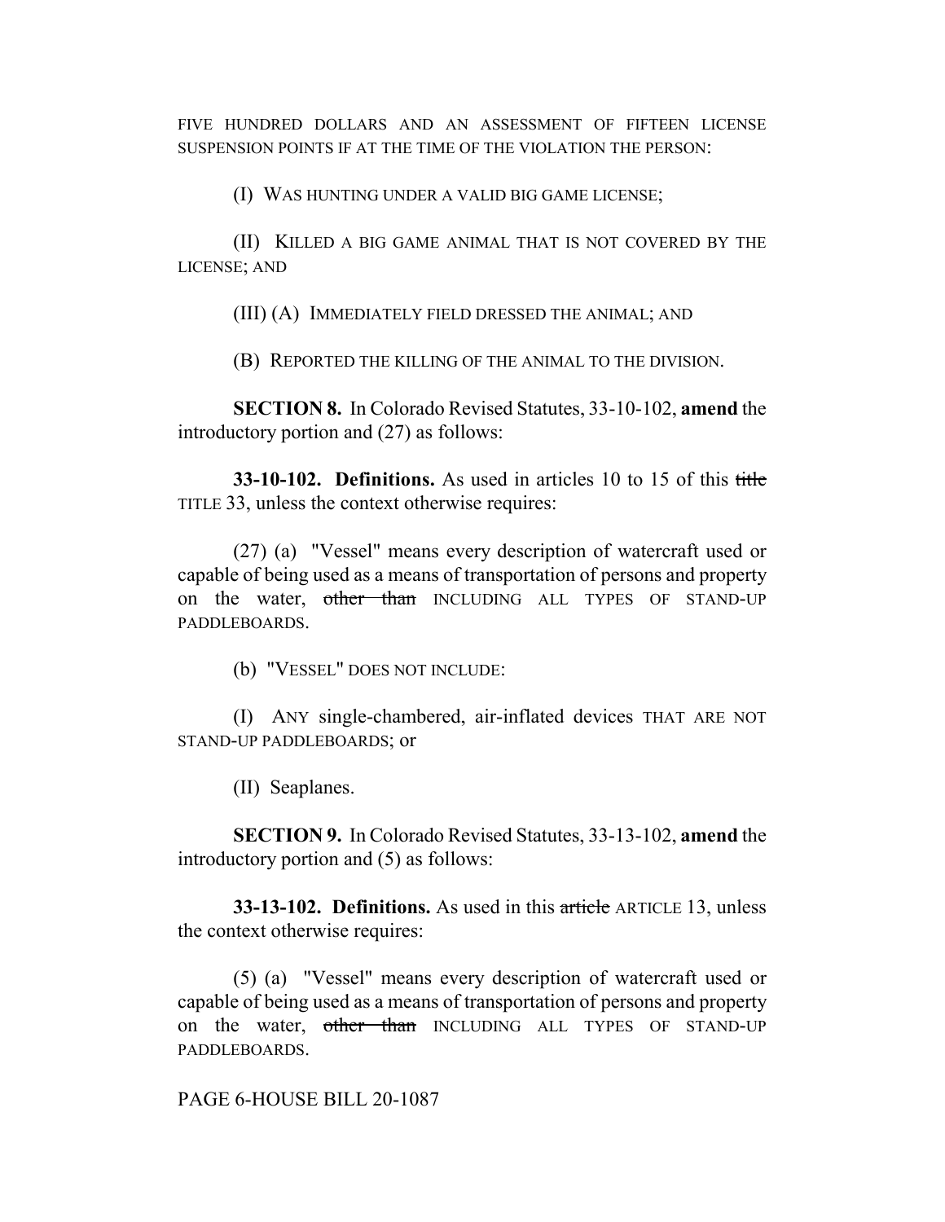FIVE HUNDRED DOLLARS AND AN ASSESSMENT OF FIFTEEN LICENSE SUSPENSION POINTS IF AT THE TIME OF THE VIOLATION THE PERSON:

(I) WAS HUNTING UNDER A VALID BIG GAME LICENSE;

(II) KILLED A BIG GAME ANIMAL THAT IS NOT COVERED BY THE LICENSE; AND

(III) (A) IMMEDIATELY FIELD DRESSED THE ANIMAL; AND

(B) REPORTED THE KILLING OF THE ANIMAL TO THE DIVISION.

**SECTION 8.** In Colorado Revised Statutes, 33-10-102, **amend** the introductory portion and (27) as follows:

**33-10-102. Definitions.** As used in articles 10 to 15 of this ~~title~~ TITLE 33, unless the context otherwise requires:

(27) (a) "Vessel" means every description of watercraft used or capable of being used as a means of transportation of persons and property on the water, ~~other than~~ INCLUDING ALL TYPES OF STAND-UP PADDLEBOARDS.

(b) "VESSEL" DOES NOT INCLUDE:

(I) ANY single-chambered, air-inflated devices THAT ARE NOT STAND-UP PADDLEBOARDS; or

(II) Seaplanes.

**SECTION 9.** In Colorado Revised Statutes, 33-13-102, **amend** the introductory portion and (5) as follows:

**33-13-102. Definitions.** As used in this ~~article~~ ARTICLE 13, unless the context otherwise requires:

(5) (a) "Vessel" means every description of watercraft used or capable of being used as a means of transportation of persons and property on the water, ~~other than~~ INCLUDING ALL TYPES OF STAND-UP PADDLEBOARDS.

PAGE 6-HOUSE BILL 20-1087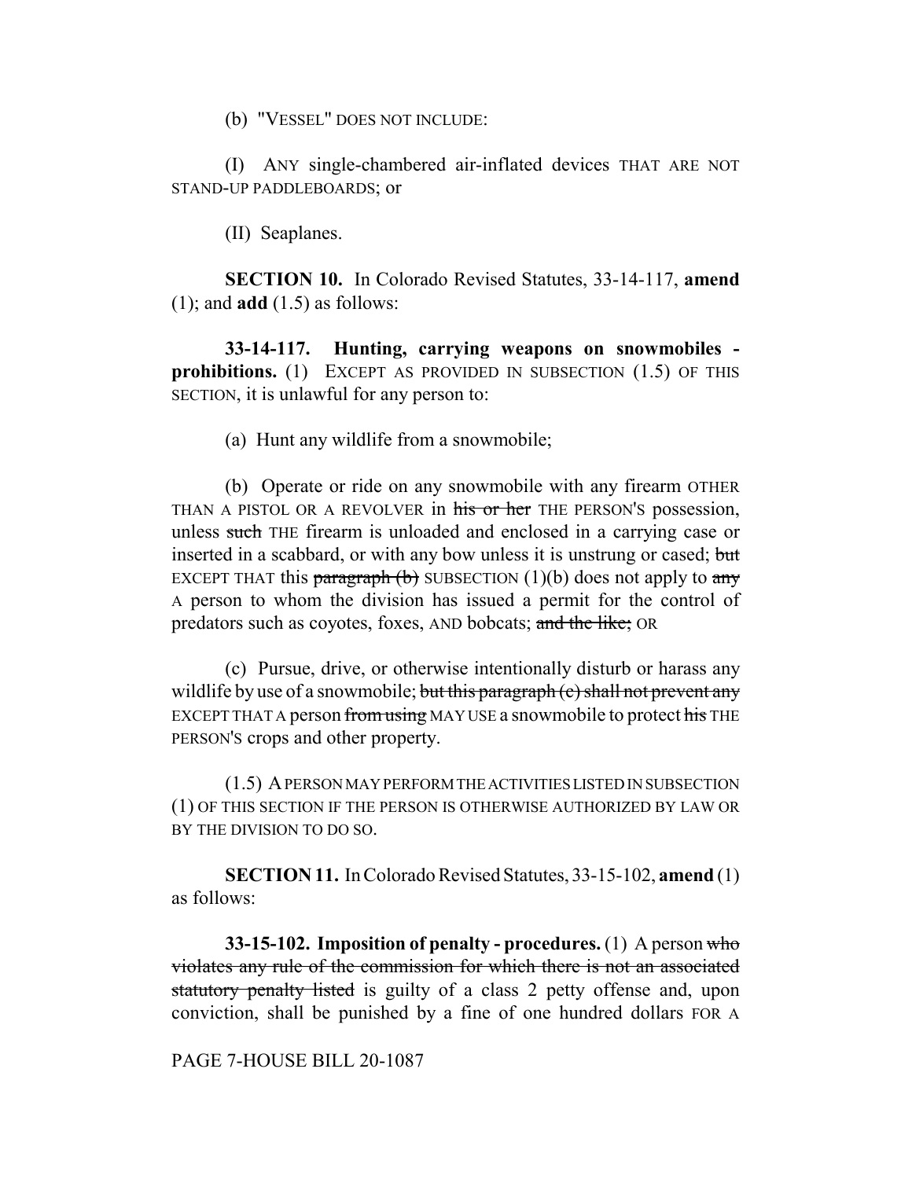(b) "VESSEL" DOES NOT INCLUDE:

(I) ANY single-chambered air-inflated devices THAT ARE NOT STAND-UP PADDLEBOARDS; or

(II) Seaplanes.

**SECTION 10.** In Colorado Revised Statutes, 33-14-117, **amend** (1); and **add** (1.5) as follows:

**33-14-117. Hunting, carrying weapons on snowmobiles - prohibitions.** (1) EXCEPT AS PROVIDED IN SUBSECTION (1.5) OF THIS SECTION, it is unlawful for any person to:

(a) Hunt any wildlife from a snowmobile;

(b) Operate or ride on any snowmobile with any firearm OTHER THAN A PISTOL OR A REVOLVER in ~~his or her~~ THE PERSON'S possession, unless ~~such~~ THE firearm is unloaded and enclosed in a carrying case or inserted in a scabbard, or with any bow unless it is unstrung or cased; ~~but~~ EXCEPT THAT this ~~paragraph (b)~~ SUBSECTION (1)(b) does not apply to ~~any~~ A person to whom the division has issued a permit for the control of predators such as coyotes, foxes, AND bobcats; ~~and the like;~~ OR

(c) Pursue, drive, or otherwise intentionally disturb or harass any wildlife by use of a snowmobile; ~~but this paragraph (c) shall not prevent any~~ EXCEPT THAT A person ~~from using~~ MAY USE a snowmobile to protect ~~his~~ THE PERSON'S crops and other property.

(1.5) A PERSON MAY PERFORM THE ACTIVITIES LISTED IN SUBSECTION (1) OF THIS SECTION IF THE PERSON IS OTHERWISE AUTHORIZED BY LAW OR BY THE DIVISION TO DO SO.

**SECTION 11.** In Colorado Revised Statutes, 33-15-102, **amend** (1) as follows:

**33-15-102. Imposition of penalty - procedures.** (1) A person ~~who violates any rule of the commission for which there is not an associated statutory penalty listed~~ is guilty of a class 2 petty offense and, upon conviction, shall be punished by a fine of one hundred dollars FOR A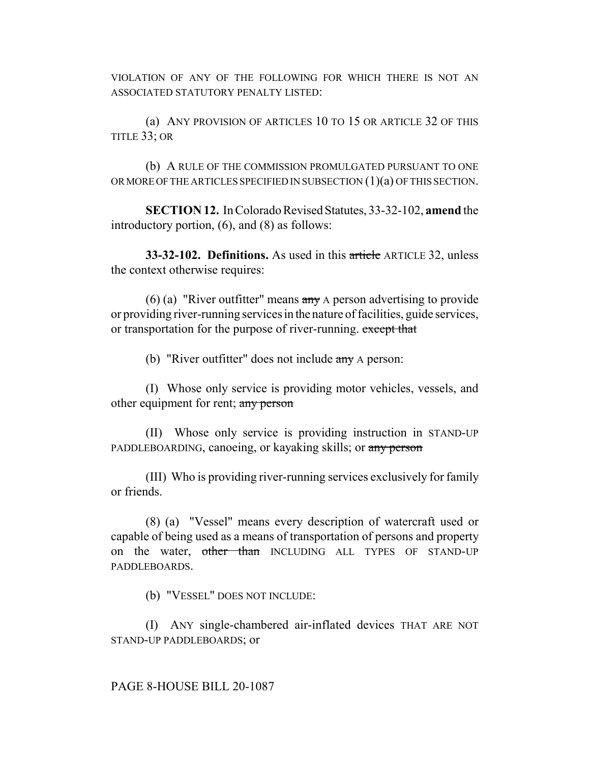VIOLATION OF ANY OF THE FOLLOWING FOR WHICH THERE IS NOT AN ASSOCIATED STATUTORY PENALTY LISTED:

(a) ANY PROVISION OF ARTICLES 10 TO 15 OR ARTICLE 32 OF THIS TITLE 33; OR

(b) A RULE OF THE COMMISSION PROMULGATED PURSUANT TO ONE OR MORE OF THE ARTICLES SPECIFIED IN SUBSECTION (1)(a) OF THIS SECTION.

**SECTION 12.** In Colorado Revised Statutes, 33-32-102, **amend** the introductory portion, (6), and (8) as follows:

**33-32-102. Definitions.** As used in this ~~article~~ ARTICLE 32, unless the context otherwise requires:

(6) (a) "River outfitter" means ~~any~~ A person advertising to provide or providing river-running services in the nature of facilities, guide services, or transportation for the purpose of river-running. ~~except that~~

(b) "River outfitter" does not include ~~any~~ A person:

(I) Whose only service is providing motor vehicles, vessels, and other equipment for rent; ~~any person~~

(II) Whose only service is providing instruction in STAND-UP PADDLEBOARDING, canoeing, or kayaking skills; or ~~any person~~

(III) Who is providing river-running services exclusively for family or friends.

(8) (a) "Vessel" means every description of watercraft used or capable of being used as a means of transportation of persons and property on the water, ~~other than~~ INCLUDING ALL TYPES OF STAND-UP PADDLEBOARDS.

(b) "VESSEL" DOES NOT INCLUDE:

(I) ANY single-chambered air-inflated devices THAT ARE NOT STAND-UP PADDLEBOARDS; or

PAGE 8-HOUSE BILL 20-1087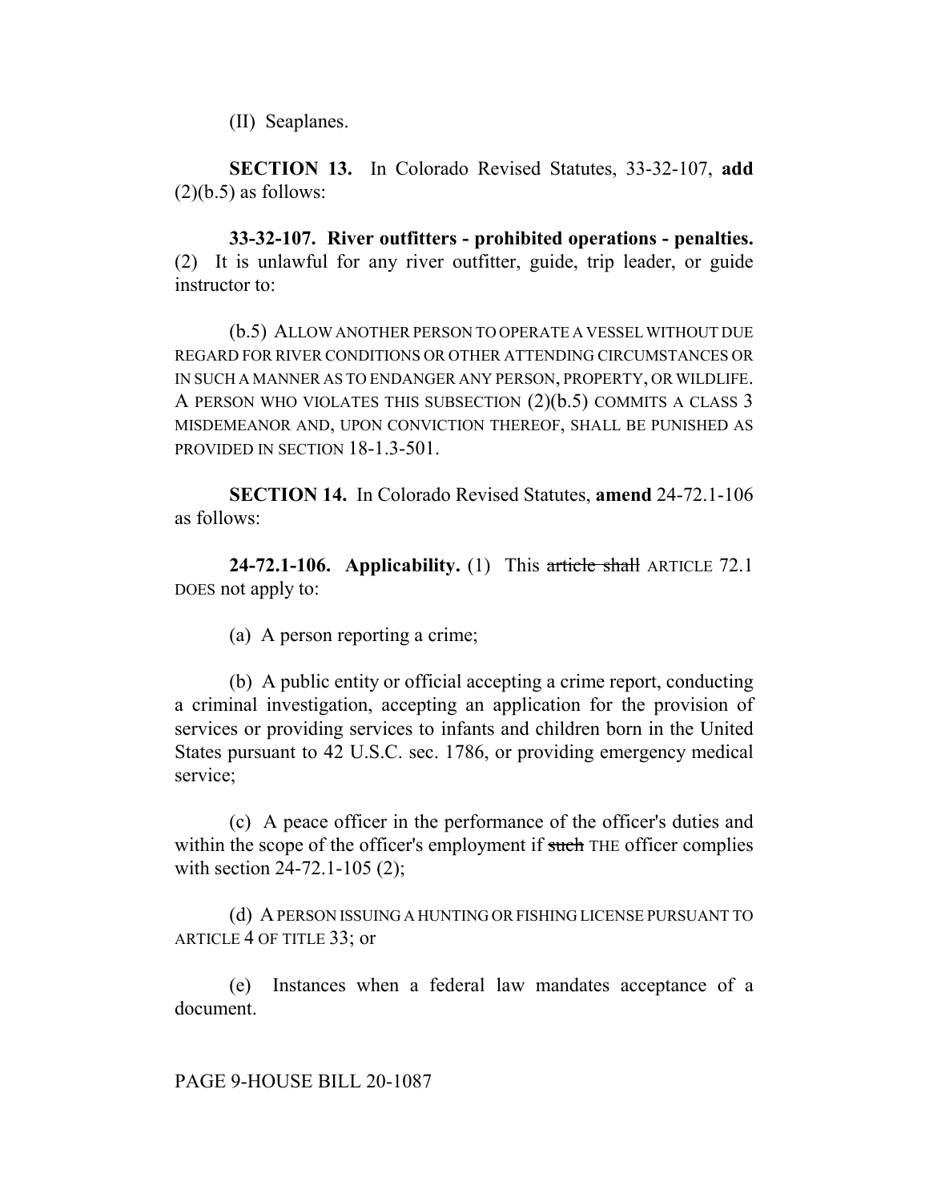(II) Seaplanes.

**SECTION 13.** In Colorado Revised Statutes, 33-32-107, **add** (2)(b.5) as follows:

**33-32-107. River outfitters - prohibited operations - penalties.** (2) It is unlawful for any river outfitter, guide, trip leader, or guide instructor to:

(b.5) ALLOW ANOTHER PERSON TO OPERATE A VESSEL WITHOUT DUE REGARD FOR RIVER CONDITIONS OR OTHER ATTENDING CIRCUMSTANCES OR IN SUCH A MANNER AS TO ENDANGER ANY PERSON, PROPERTY, OR WILDLIFE. A PERSON WHO VIOLATES THIS SUBSECTION (2)(b.5) COMMITS A CLASS 3 MISDEMEANOR AND, UPON CONVICTION THEREOF, SHALL BE PUNISHED AS PROVIDED IN SECTION 18-1.3-501.

**SECTION 14.** In Colorado Revised Statutes, **amend** 24-72.1-106 as follows:

**24-72.1-106. Applicability.** (1) This ~~article shall~~ ARTICLE 72.1 DOES not apply to:

(a) A person reporting a crime;

(b) A public entity or official accepting a crime report, conducting a criminal investigation, accepting an application for the provision of services or providing services to infants and children born in the United States pursuant to 42 U.S.C. sec. 1786, or providing emergency medical service;

(c) A peace officer in the performance of the officer's duties and within the scope of the officer's employment if ~~such~~ THE officer complies with section 24-72.1-105 (2);

(d) A PERSON ISSUING A HUNTING OR FISHING LICENSE PURSUANT TO ARTICLE 4 OF TITLE 33; or

(e) Instances when a federal law mandates acceptance of a document.

PAGE 9-HOUSE BILL 20-1087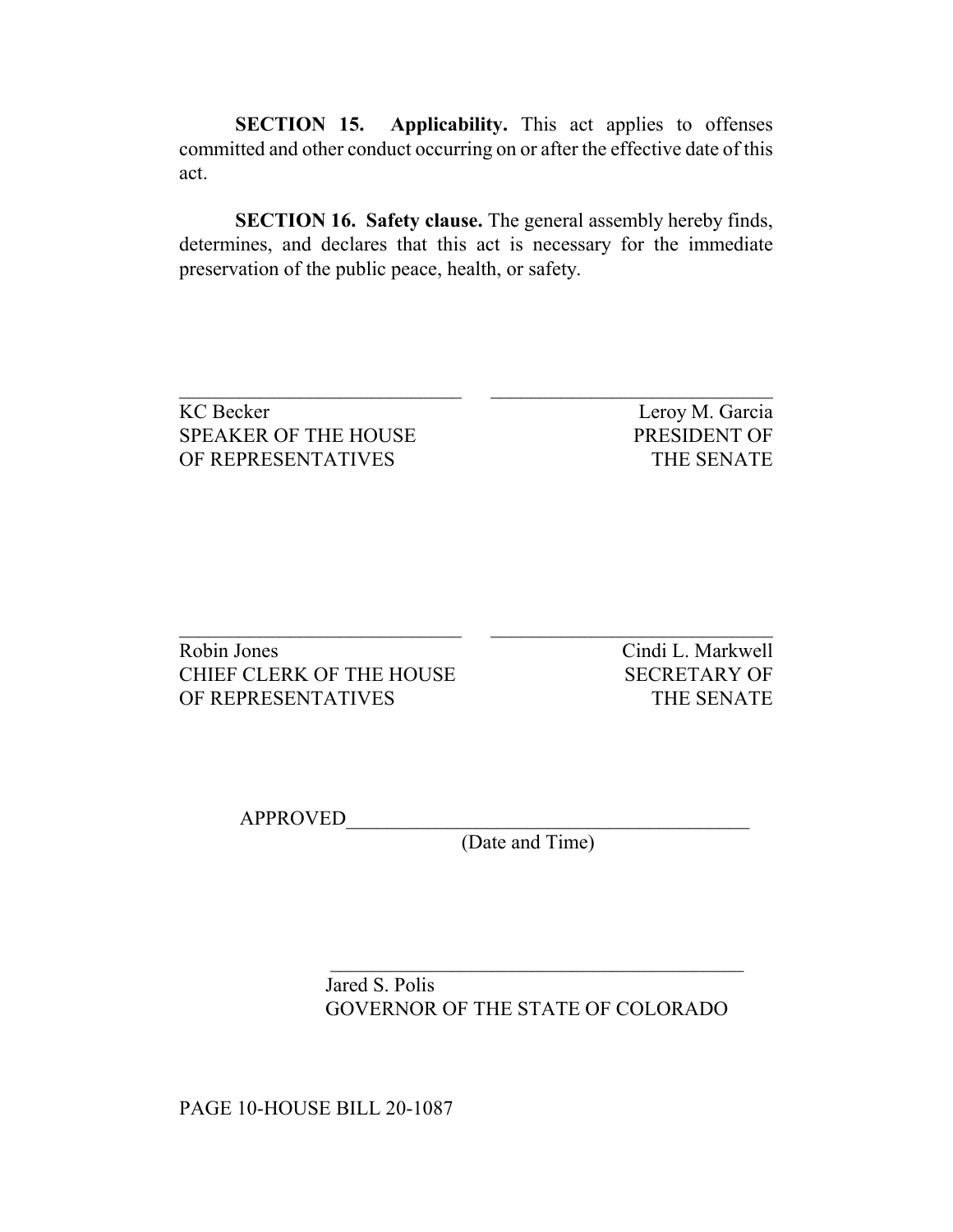**SECTION 15. Applicability.** This act applies to offenses committed and other conduct occurring on or after the effective date of this act.

**SECTION 16. Safety clause.** The general assembly hereby finds, determines, and declares that this act is necessary for the immediate preservation of the public peace, health, or safety.

| | |
|---|---|
| \_\_\_\_\_\_\_\_\_\_\_\_\_\_\_\_\_\_\_\_\_\_\_\_\_\_\_\_ | \_\_\_\_\_\_\_\_\_\_\_\_\_\_\_\_\_\_\_\_\_\_\_\_\_\_\_\_ |
| KC Becker | Leroy M. Garcia |
| SPEAKER OF THE HOUSE OF REPRESENTATIVES | PRESIDENT OF THE SENATE |

| | |
|---|---|
| \_\_\_\_\_\_\_\_\_\_\_\_\_\_\_\_\_\_\_\_\_\_\_\_\_\_\_\_ | \_\_\_\_\_\_\_\_\_\_\_\_\_\_\_\_\_\_\_\_\_\_\_\_\_\_\_\_ |
| Robin Jones | Cindi L. Markwell |
| CHIEF CLERK OF THE HOUSE OF REPRESENTATIVES | SECRETARY OF THE SENATE |

APPROVED\_\_\_\_\_\_\_\_\_\_\_\_\_\_\_\_\_\_\_\_\_\_\_\_\_\_\_\_\_\_\_\_\_\_\_\_\_\_\_\_
(Date and Time)

\_\_\_\_\_\_\_\_\_\_\_\_\_\_\_\_\_\_\_\_\_\_\_\_\_\_\_\_\_\_\_\_\_\_\_\_\_\_\_\_\_\_\_\_
Jared S. Polis
GOVERNOR OF THE STATE OF COLORADO

PAGE 10-HOUSE BILL 20-1087